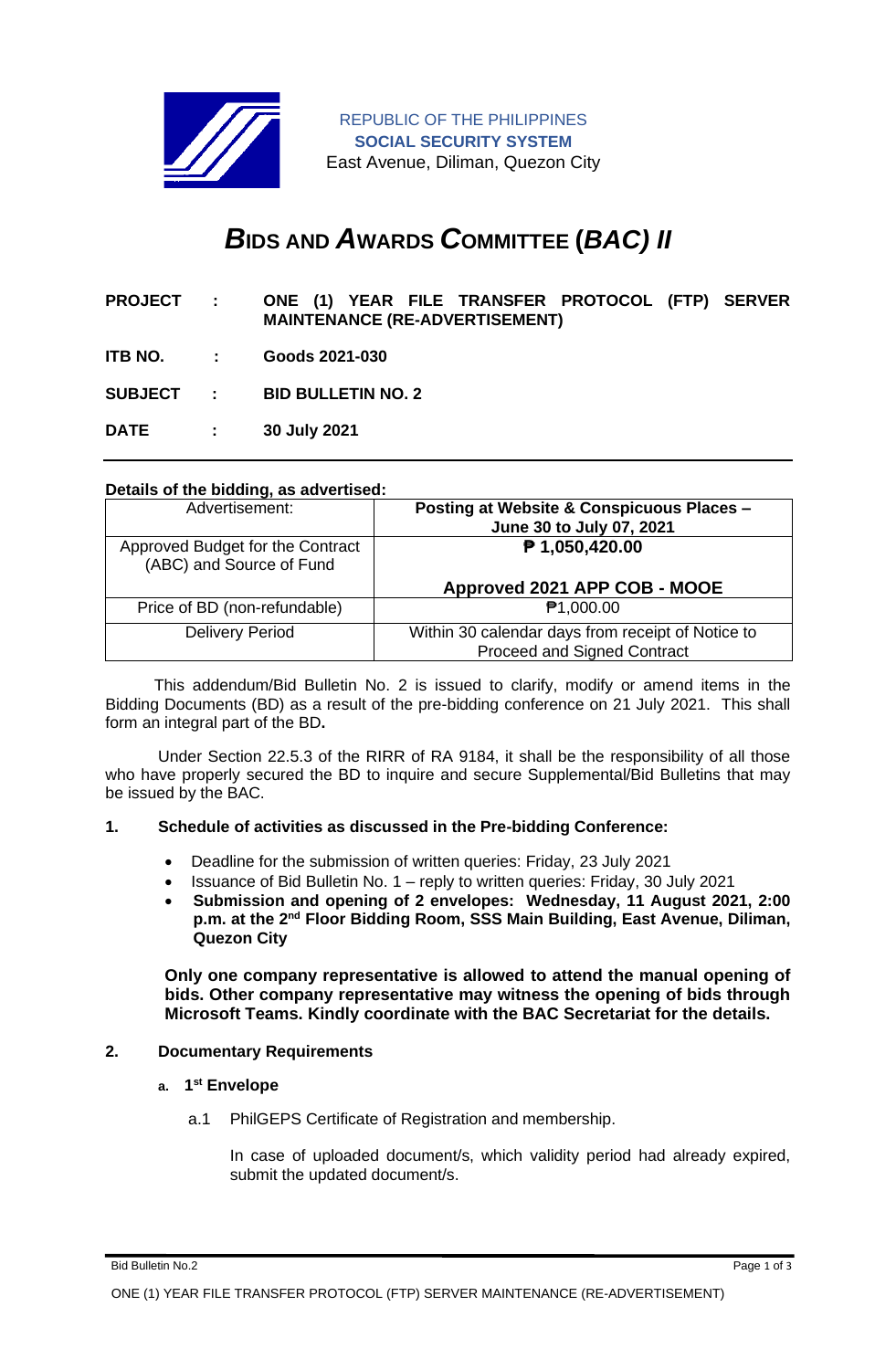REPUBLIC OF THE PHILIPPINES
**SOCIAL SECURITY SYSTEM**
East Avenue, Diliman, Quezon City

# *B*IDS AND *A*WARDS *C*OMMITTEE (*BAC) II*

**PROJECT** : **ONE (1) YEAR FILE TRANSFER PROTOCOL (FTP) SERVER MAINTENANCE (RE-ADVERTISEMENT)**

**ITB NO.** : **Goods 2021-030**

**SUBJECT** : **BID BULLETIN NO. 2**

**DATE** : **30 July 2021**

**Details of the bidding, as advertised:**

| Advertisement: | **Posting at Website & Conspicuous Places – June 30 to July 07, 2021** |
|---|---|
| Approved Budget for the Contract (ABC) and Source of Fund | **₱ 1,050,420.00**<br><br>**Approved 2021 APP COB - MOOE** |
| Price of BD (non-refundable) | ₱1,000.00 |
| Delivery Period | Within 30 calendar days from receipt of Notice to Proceed and Signed Contract |

This addendum/Bid Bulletin No. 2 is issued to clarify, modify or amend items in the Bidding Documents (BD) as a result of the pre-bidding conference on 21 July 2021. This shall form an integral part of the BD**.**

Under Section 22.5.3 of the RIRR of RA 9184, it shall be the responsibility of all those who have properly secured the BD to inquire and secure Supplemental/Bid Bulletins that may be issued by the BAC.

**1. Schedule of activities as discussed in the Pre-bidding Conference:**

- Deadline for the submission of written queries: Friday, 23 July 2021
- Issuance of Bid Bulletin No. 1 – reply to written queries: Friday, 30 July 2021
- **Submission and opening of 2 envelopes: Wednesday, 11 August 2021, 2:00 p.m. at the 2nd Floor Bidding Room, SSS Main Building, East Avenue, Diliman, Quezon City**

**Only one company representative is allowed to attend the manual opening of bids. Other company representative may witness the opening of bids through Microsoft Teams. Kindly coordinate with the BAC Secretariat for the details.**

**2. Documentary Requirements**

**a. 1st Envelope**

a.1 PhilGEPS Certificate of Registration and membership.

In case of uploaded document/s, which validity period had already expired, submit the updated document/s.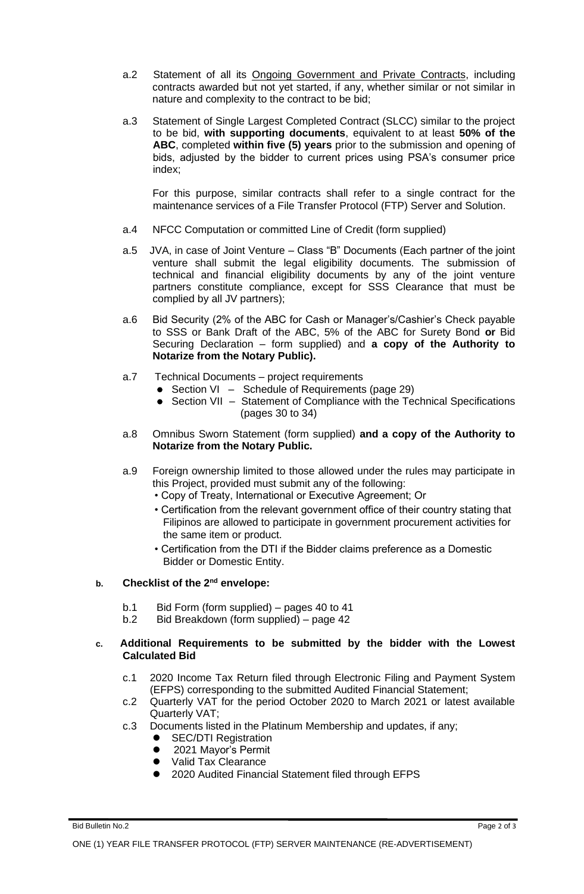a.2 Statement of all its <u>Ongoing Government and Private Contracts</u>, including contracts awarded but not yet started, if any, whether similar or not similar in nature and complexity to the contract to be bid;

a.3 Statement of Single Largest Completed Contract (SLCC) similar to the project to be bid, **with supporting documents**, equivalent to at least **50% of the ABC**, completed **within five (5) years** prior to the submission and opening of bids, adjusted by the bidder to current prices using PSA's consumer price index;

For this purpose, similar contracts shall refer to a single contract for the maintenance services of a File Transfer Protocol (FTP) Server and Solution.

a.4 NFCC Computation or committed Line of Credit (form supplied)

a.5 JVA, in case of Joint Venture – Class "B" Documents (Each partner of the joint venture shall submit the legal eligibility documents. The submission of technical and financial eligibility documents by any of the joint venture partners constitute compliance, except for SSS Clearance that must be complied by all JV partners);

a.6 Bid Security (2% of the ABC for Cash or Manager's/Cashier's Check payable to SSS or Bank Draft of the ABC, 5% of the ABC for Surety Bond **or** Bid Securing Declaration – form supplied) and **a copy of the Authority to Notarize from the Notary Public).**

a.7 Technical Documents – project requirements
- Section VI – Schedule of Requirements (page 29)
- Section VII – Statement of Compliance with the Technical Specifications (pages 30 to 34)

a.8 Omnibus Sworn Statement (form supplied) **and a copy of the Authority to Notarize from the Notary Public.**

a.9 Foreign ownership limited to those allowed under the rules may participate in this Project, provided must submit any of the following:
- Copy of Treaty, International or Executive Agreement; Or
- Certification from the relevant government office of their country stating that Filipinos are allowed to participate in government procurement activities for the same item or product.
- Certification from the DTI if the Bidder claims preference as a Domestic Bidder or Domestic Entity.

**b. Checklist of the 2nd envelope:**

b.1 Bid Form (form supplied) – pages 40 to 41
b.2 Bid Breakdown (form supplied) – page 42

**c. Additional Requirements to be submitted by the bidder with the Lowest Calculated Bid**

c.1 2020 Income Tax Return filed through Electronic Filing and Payment System (EFPS) corresponding to the submitted Audited Financial Statement;
c.2 Quarterly VAT for the period October 2020 to March 2021 or latest available Quarterly VAT;
c.3 Documents listed in the Platinum Membership and updates, if any;
- SEC/DTI Registration
- 2021 Mayor's Permit
- Valid Tax Clearance
- 2020 Audited Financial Statement filed through EFPS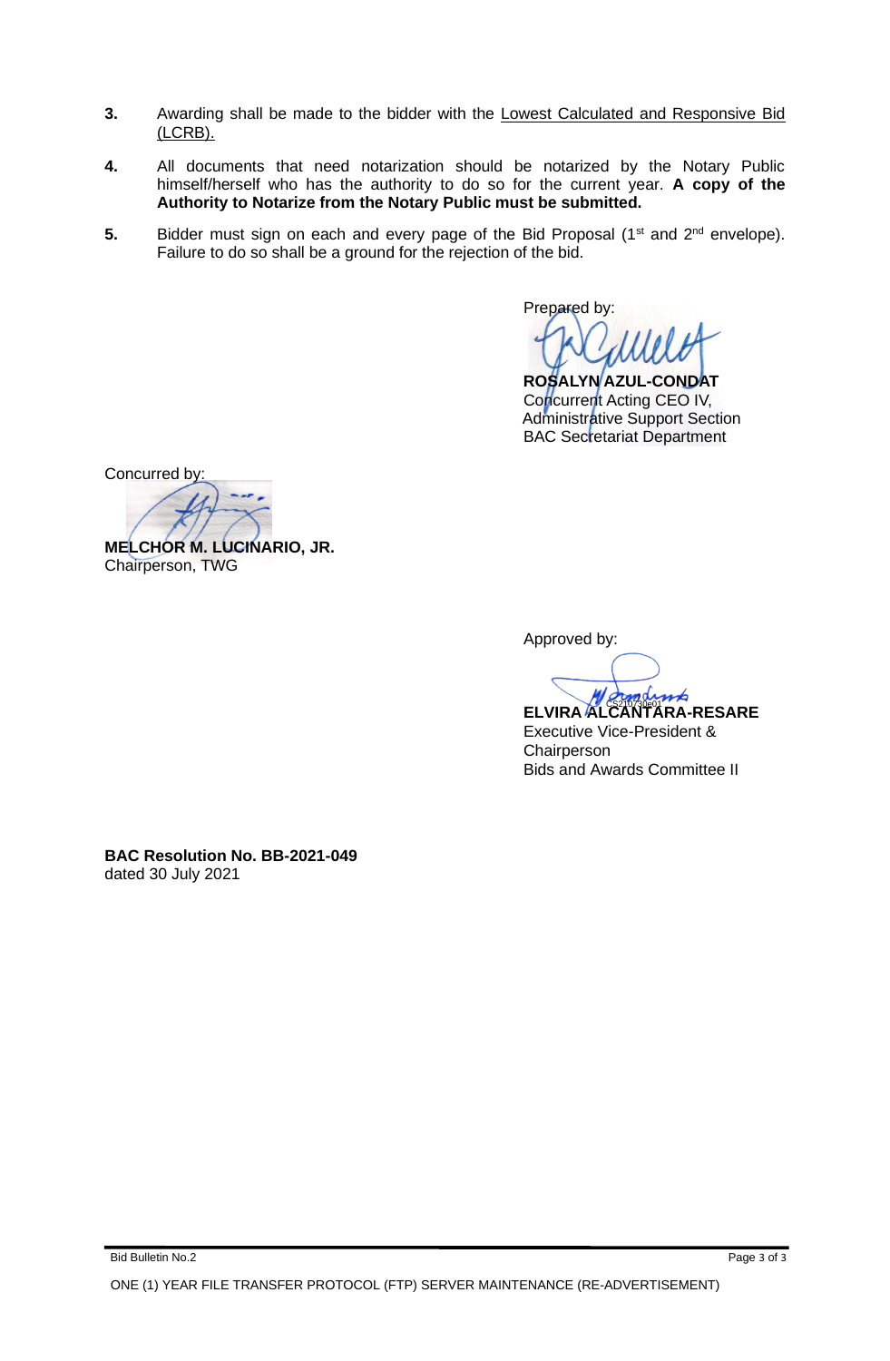3. Awarding shall be made to the bidder with the Lowest Calculated and Responsive Bid (LCRB).

4. All documents that need notarization should be notarized by the Notary Public himself/herself who has the authority to do so for the current year. **A copy of the Authority to Notarize from the Notary Public must be submitted.**

5. Bidder must sign on each and every page of the Bid Proposal (1st and 2nd envelope). Failure to do so shall be a ground for the rejection of the bid.

Prepared by:

**ROSALYN AZUL-CONDAT**
Concurrent Acting CEO IV,
Administrative Support Section
BAC Secretariat Department

Concurred by:

**MELCHOR M. LUCINARIO, JR.**
Chairperson, TWG

Approved by:

**ELVIRA ALCANTARA-RESARE**
Executive Vice-President &
Chairperson
Bids and Awards Committee II

**BAC Resolution No. BB-2021-049**
dated 30 July 2021